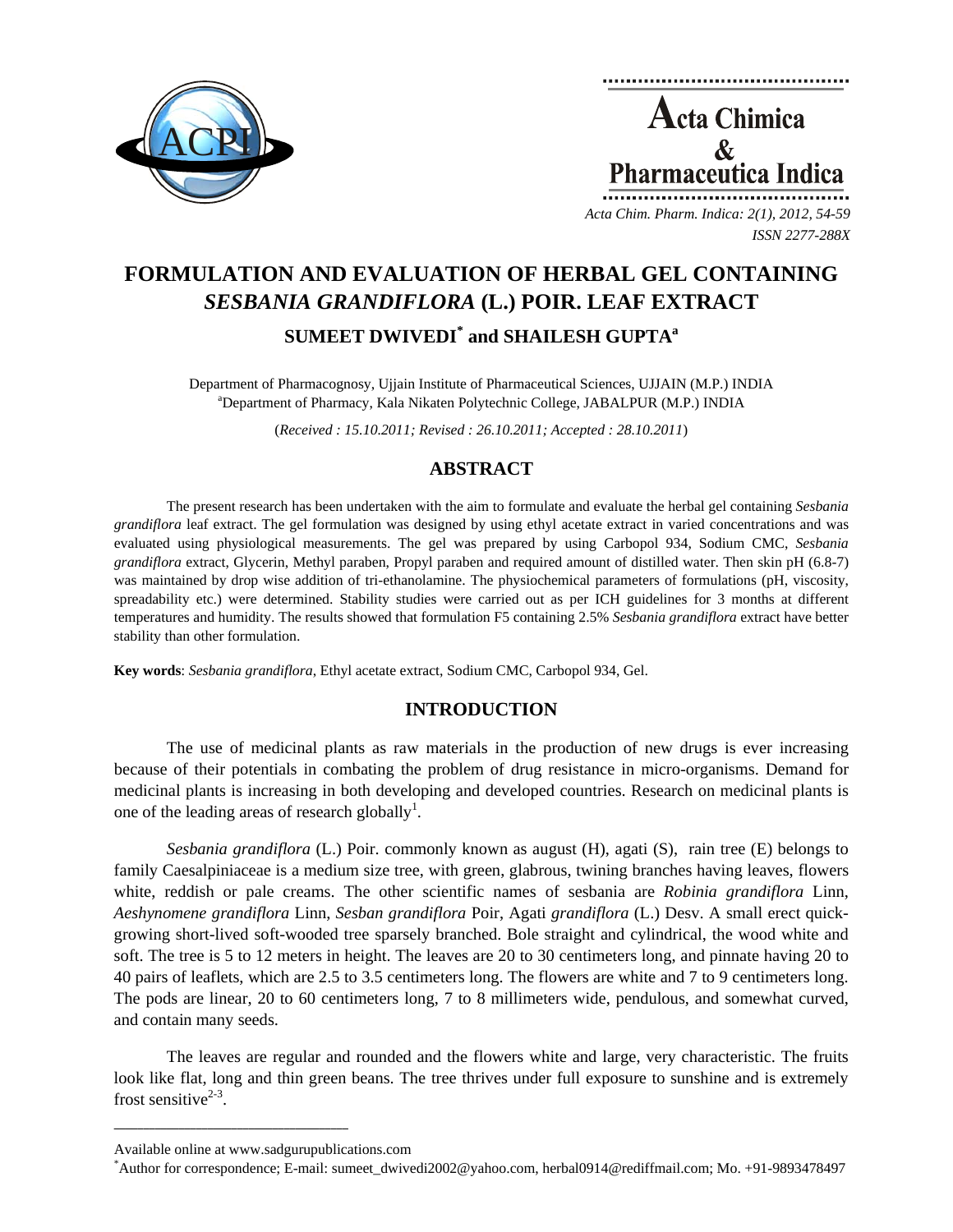# FORMULATION AND EVALUATION OF HERBAL GEL CONTAINING *SESBANIA GRANDIFLORA* (L.) POIR. LEAF EXTRACT

## SUMEET DWIVEDI* and SHAILESH GUPTA[a]

Department of Pharmacognosy, Ujjain Institute of Pharmaceutical Sciences, UJJAIN (M.P.) INDIA
[a]Department of Pharmacy, Kala Nikaten Polytechnic College, JABALPUR (M.P.) INDIA

(*Received : 15.10.2011; Revised : 26.10.2011; Accepted : 28.10.2011*)

## ABSTRACT

The present research has been undertaken with the aim to formulate and evaluate the herbal gel containing *Sesbania grandiflora* leaf extract. The gel formulation was designed by using ethyl acetate extract in varied concentrations and was evaluated using physiological measurements. The gel was prepared by using Carbopol 934, Sodium CMC, *Sesbania grandiflora* extract, Glycerin, Methyl paraben, Propyl paraben and required amount of distilled water. Then skin pH (6.8-7) was maintained by drop wise addition of tri-ethanolamine. The physiochemical parameters of formulations (pH, viscosity, spreadability etc.) were determined. Stability studies were carried out as per ICH guidelines for 3 months at different temperatures and humidity. The results showed that formulation F5 containing 2.5% *Sesbania grandiflora* extract have better stability than other formulation.

**Key words**: *Sesbania grandiflora*, Ethyl acetate extract, Sodium CMC, Carbopol 934, Gel.

## INTRODUCTION

The use of medicinal plants as raw materials in the production of new drugs is ever increasing because of their potentials in combating the problem of drug resistance in micro-organisms. Demand for medicinal plants is increasing in both developing and developed countries. Research on medicinal plants is one of the leading areas of research globally[1].

*Sesbania grandiflora* (L.) Poir. commonly known as august (H), agati (S), rain tree (E) belongs to family Caesalpiniaceae is a medium size tree, with green, glabrous, twining branches having leaves, flowers white, reddish or pale creams. The other scientific names of sesbania are *Robinia grandiflora* Linn, *Aeshynomene grandiflora* Linn, *Sesban grandiflora* Poir, Agati *grandiflora* (L.) Desv. A small erect quick-growing short-lived soft-wooded tree sparsely branched. Bole straight and cylindrical, the wood white and soft. The tree is 5 to 12 meters in height. The leaves are 20 to 30 centimeters long, and pinnate having 20 to 40 pairs of leaflets, which are 2.5 to 3.5 centimeters long. The flowers are white and 7 to 9 centimeters long. The pods are linear, 20 to 60 centimeters long, 7 to 8 millimeters wide, pendulous, and somewhat curved, and contain many seeds.

The leaves are regular and rounded and the flowers white and large, very characteristic. The fruits look like flat, long and thin green beans. The tree thrives under full exposure to sunshine and is extremely frost sensitive[2-3].

---

Available online at www.sadgurupublications.com

*Author for correspondence; E-mail: sumeet_dwivedi2002@yahoo.com, herbal0914@rediffmail.com; Mo. +91-9893478497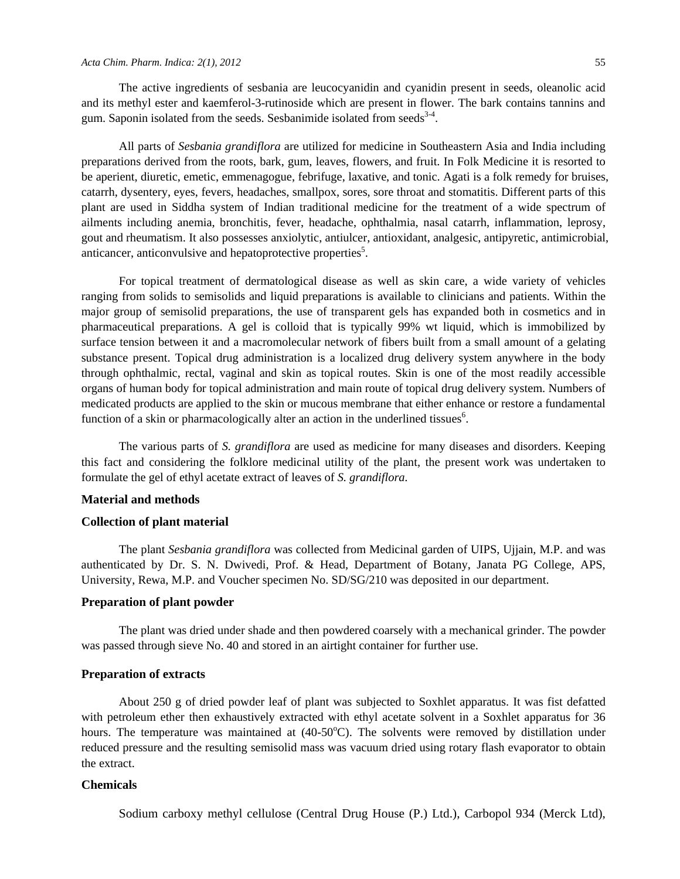The active ingredients of sesbania are leucocyanidin and cyanidin present in seeds, oleanolic acid and its methyl ester and kaemferol-3-rutinoside which are present in flower. The bark contains tannins and gum. Saponin isolated from the seeds. Sesbanimide isolated from seeds[3-4].

All parts of *Sesbania grandiflora* are utilized for medicine in Southeastern Asia and India including preparations derived from the roots, bark, gum, leaves, flowers, and fruit. In Folk Medicine it is resorted to be aperient, diuretic, emetic, emmenagogue, febrifuge, laxative, and tonic. Agati is a folk remedy for bruises, catarrh, dysentery, eyes, fevers, headaches, smallpox, sores, sore throat and stomatitis. Different parts of this plant are used in Siddha system of Indian traditional medicine for the treatment of a wide spectrum of ailments including anemia, bronchitis, fever, headache, ophthalmia, nasal catarrh, inflammation, leprosy, gout and rheumatism. It also possesses anxiolytic, antiulcer, antioxidant, analgesic, antipyretic, antimicrobial, anticancer, anticonvulsive and hepatoprotective properties[5].

For topical treatment of dermatological disease as well as skin care, a wide variety of vehicles ranging from solids to semisolids and liquid preparations is available to clinicians and patients. Within the major group of semisolid preparations, the use of transparent gels has expanded both in cosmetics and in pharmaceutical preparations. A gel is colloid that is typically 99% wt liquid, which is immobilized by surface tension between it and a macromolecular network of fibers built from a small amount of a gelating substance present. Topical drug administration is a localized drug delivery system anywhere in the body through ophthalmic, rectal, vaginal and skin as topical routes. Skin is one of the most readily accessible organs of human body for topical administration and main route of topical drug delivery system. Numbers of medicated products are applied to the skin or mucous membrane that either enhance or restore a fundamental function of a skin or pharmacologically alter an action in the underlined tissues[6].

The various parts of *S. grandiflora* are used as medicine for many diseases and disorders. Keeping this fact and considering the folklore medicinal utility of the plant, the present work was undertaken to formulate the gel of ethyl acetate extract of leaves of *S. grandiflora.*

## Material and methods

### Collection of plant material

The plant *Sesbania grandiflora* was collected from Medicinal garden of UIPS, Ujjain, M.P. and was authenticated by Dr. S. N. Dwivedi, Prof. & Head, Department of Botany, Janata PG College, APS, University, Rewa, M.P. and Voucher specimen No. SD/SG/210 was deposited in our department.

### Preparation of plant powder

The plant was dried under shade and then powdered coarsely with a mechanical grinder. The powder was passed through sieve No. 40 and stored in an airtight container for further use.

### Preparation of extracts

About 250 g of dried powder leaf of plant was subjected to Soxhlet apparatus. It was fist defatted with petroleum ether then exhaustively extracted with ethyl acetate solvent in a Soxhlet apparatus for 36 hours. The temperature was maintained at (40-50$^{o}$C). The solvents were removed by distillation under reduced pressure and the resulting semisolid mass was vacuum dried using rotary flash evaporator to obtain the extract.

### Chemicals

Sodium carboxy methyl cellulose (Central Drug House (P.) Ltd.), Carbopol 934 (Merck Ltd),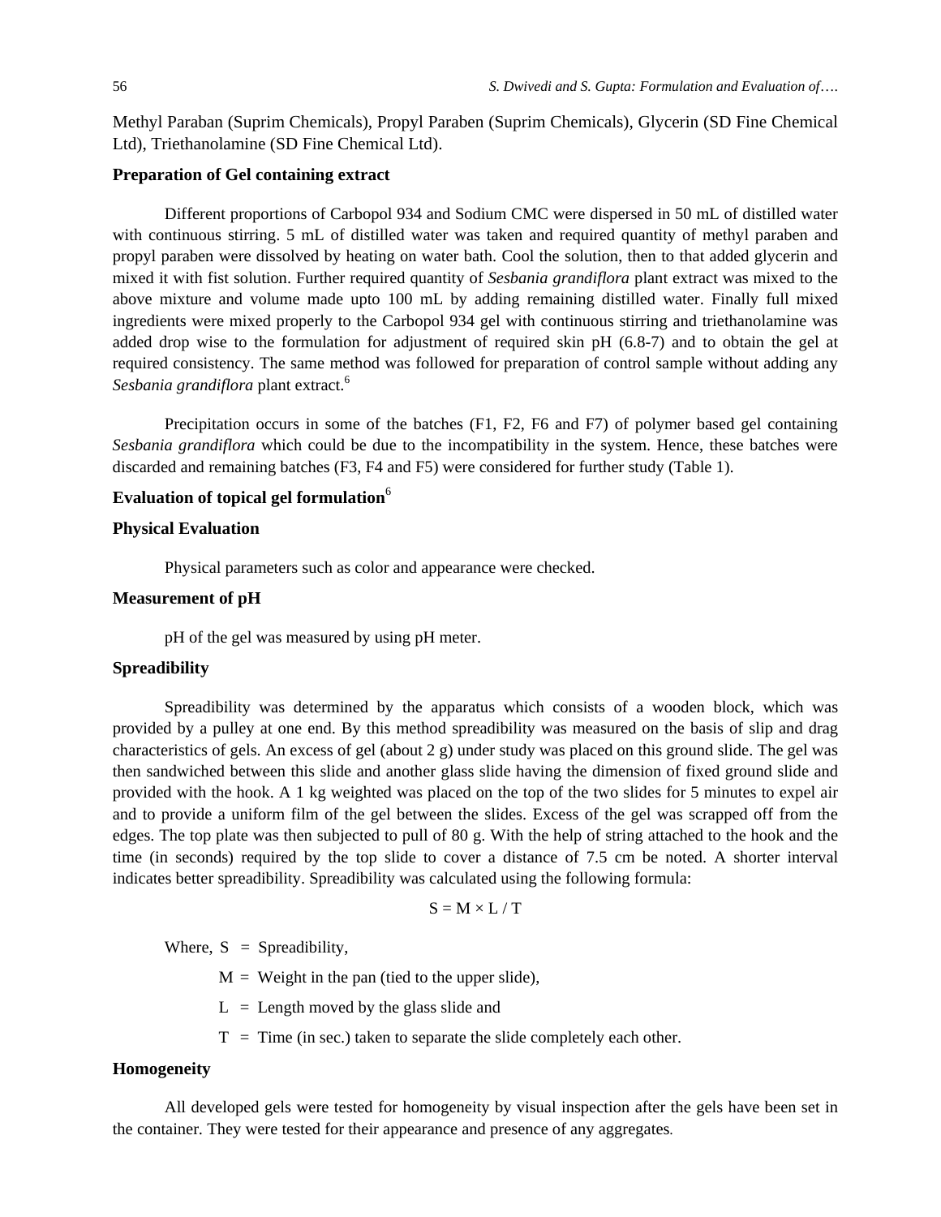Methyl Paraban (Suprim Chemicals), Propyl Paraben (Suprim Chemicals), Glycerin (SD Fine Chemical Ltd), Triethanolamine (SD Fine Chemical Ltd).

### Preparation of Gel containing extract

Different proportions of Carbopol 934 and Sodium CMC were dispersed in 50 mL of distilled water with continuous stirring. 5 mL of distilled water was taken and required quantity of methyl paraben and propyl paraben were dissolved by heating on water bath. Cool the solution, then to that added glycerin and mixed it with fist solution. Further required quantity of *Sesbania grandiflora* plant extract was mixed to the above mixture and volume made upto 100 mL by adding remaining distilled water. Finally full mixed ingredients were mixed properly to the Carbopol 934 gel with continuous stirring and triethanolamine was added drop wise to the formulation for adjustment of required skin pH (6.8-7) and to obtain the gel at required consistency. The same method was followed for preparation of control sample without adding any *Sesbania grandiflora* plant extract.[6]

Precipitation occurs in some of the batches (F1, F2, F6 and F7) of polymer based gel containing *Sesbania grandiflora* which could be due to the incompatibility in the system. Hence, these batches were discarded and remaining batches (F3, F4 and F5) were considered for further study (Table 1).

### Evaluation of topical gel formulation[6]

### Physical Evaluation

Physical parameters such as color and appearance were checked.

### Measurement of pH

pH of the gel was measured by using pH meter.

### Spreadibility

Spreadibility was determined by the apparatus which consists of a wooden block, which was provided by a pulley at one end. By this method spreadibility was measured on the basis of slip and drag characteristics of gels. An excess of gel (about 2 g) under study was placed on this ground slide. The gel was then sandwiched between this slide and another glass slide having the dimension of fixed ground slide and provided with the hook. A 1 kg weighted was placed on the top of the two slides for 5 minutes to expel air and to provide a uniform film of the gel between the slides. Excess of the gel was scrapped off from the edges. The top plate was then subjected to pull of 80 g. With the help of string attached to the hook and the time (in seconds) required by the top slide to cover a distance of 7.5 cm be noted. A shorter interval indicates better spreadibility. Spreadibility was calculated using the following formula:

$$S = M \times L / T$$

Where, S = Spreadibility,

M = Weight in the pan (tied to the upper slide),

L = Length moved by the glass slide and

T = Time (in sec.) taken to separate the slide completely each other.

### Homogeneity

All developed gels were tested for homogeneity by visual inspection after the gels have been set in the container. They were tested for their appearance and presence of any aggregates.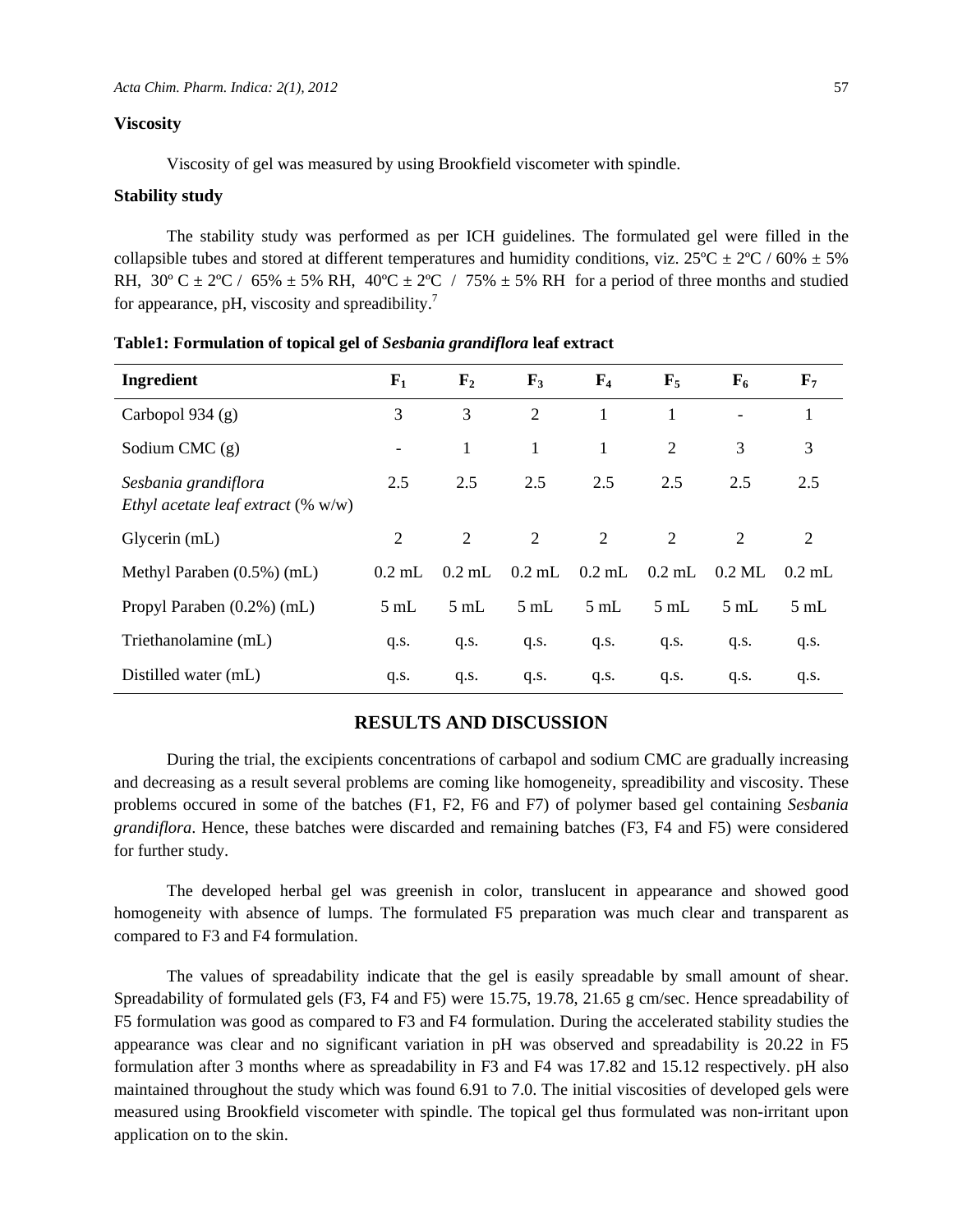### Viscosity

Viscosity of gel was measured by using Brookfield viscometer with spindle.

### Stability study

The stability study was performed as per ICH guidelines. The formulated gel were filled in the collapsible tubes and stored at different temperatures and humidity conditions, viz. 25ºC ± 2ºC / 60% ± 5% RH, 30º C ± 2ºC / 65% ± 5% RH, 40ºC ± 2ºC / 75% ± 5% RH for a period of three months and studied for appearance, pH, viscosity and spreadibility.[7]

**Table1: Formulation of topical gel of *Sesbania grandiflora* leaf extract**

| Ingredient | $F_1$ | $F_2$ | $F_3$ | $F_4$ | $F_5$ | $F_6$ | $F_7$ |
|---|---|---|---|---|---|---|---|
| Carbopol 934 (g) | 3 | 3 | 2 | 1 | 1 | - | 1 |
| Sodium CMC (g) | - | 1 | 1 | 1 | 2 | 3 | 3 |
| *Sesbania grandiflora Ethyl acetate leaf extract* (% w/w) | 2.5 | 2.5 | 2.5 | 2.5 | 2.5 | 2.5 | 2.5 |
| Glycerin (mL) | 2 | 2 | 2 | 2 | 2 | 2 | 2 |
| Methyl Paraben (0.5%) (mL) | 0.2 mL | 0.2 mL | 0.2 mL | 0.2 mL | 0.2 mL | 0.2 ML | 0.2 mL |
| Propyl Paraben (0.2%) (mL) | 5 mL | 5 mL | 5 mL | 5 mL | 5 mL | 5 mL | 5 mL |
| Triethanolamine (mL) | q.s. | q.s. | q.s. | q.s. | q.s. | q.s. | q.s. |
| Distilled water (mL) | q.s. | q.s. | q.s. | q.s. | q.s. | q.s. | q.s. |

## RESULTS AND DISCUSSION

During the trial, the excipients concentrations of carbapol and sodium CMC are gradually increasing and decreasing as a result several problems are coming like homogeneity, spreadibility and viscosity. These problems occured in some of the batches (F1, F2, F6 and F7) of polymer based gel containing *Sesbania grandiflora*. Hence, these batches were discarded and remaining batches (F3, F4 and F5) were considered for further study.

The developed herbal gel was greenish in color, translucent in appearance and showed good homogeneity with absence of lumps. The formulated F5 preparation was much clear and transparent as compared to F3 and F4 formulation.

The values of spreadability indicate that the gel is easily spreadable by small amount of shear. Spreadability of formulated gels (F3, F4 and F5) were 15.75, 19.78, 21.65 g cm/sec. Hence spreadability of F5 formulation was good as compared to F3 and F4 formulation. During the accelerated stability studies the appearance was clear and no significant variation in pH was observed and spreadability is 20.22 in F5 formulation after 3 months where as spreadability in F3 and F4 was 17.82 and 15.12 respectively. pH also maintained throughout the study which was found 6.91 to 7.0. The initial viscosities of developed gels were measured using Brookfield viscometer with spindle. The topical gel thus formulated was non-irritant upon application on to the skin.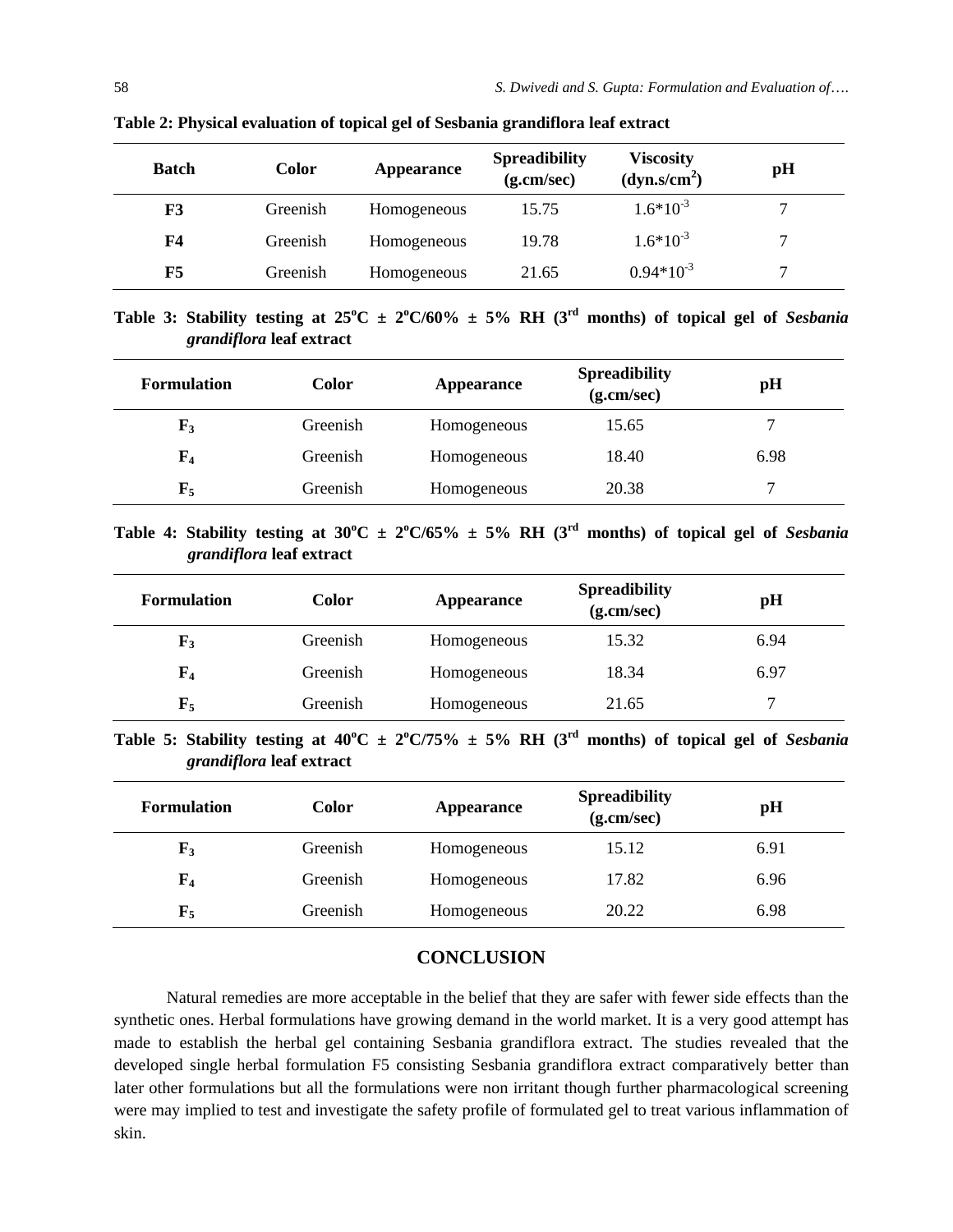**Table 2: Physical evaluation of topical gel of Sesbania grandiflora leaf extract**

| Batch | Color | Appearance | Spreadibility (g.cm/sec) | Viscosity (dyn.s/cm$^2$) | pH |
|---|---|---|---|---|---|
| F3 | Greenish | Homogeneous | 15.75 | $1.6*10^{-3}$ | 7 |
| F4 | Greenish | Homogeneous | 19.78 | $1.6*10^{-3}$ | 7 |
| F5 | Greenish | Homogeneous | 21.65 | $0.94*10^{-3}$ | 7 |

**Table 3: Stability testing at 25°C ± 2°C/60% ± 5% RH (3rd months) of topical gel of *Sesbania grandiflora* leaf extract**

| Formulation | Color | Appearance | Spreadibility (g.cm/sec) | pH |
|---|---|---|---|---|
| $F_3$ | Greenish | Homogeneous | 15.65 | 7 |
| $F_4$ | Greenish | Homogeneous | 18.40 | 6.98 |
| $F_5$ | Greenish | Homogeneous | 20.38 | 7 |

**Table 4: Stability testing at 30°C ± 2°C/65% ± 5% RH (3rd months) of topical gel of *Sesbania grandiflora* leaf extract**

| Formulation | Color | Appearance | Spreadibility (g.cm/sec) | pH |
|---|---|---|---|---|
| $F_3$ | Greenish | Homogeneous | 15.32 | 6.94 |
| $F_4$ | Greenish | Homogeneous | 18.34 | 6.97 |
| $F_5$ | Greenish | Homogeneous | 21.65 | 7 |

**Table 5: Stability testing at 40°C ± 2°C/75% ± 5% RH (3rd months) of topical gel of *Sesbania grandiflora* leaf extract**

| Formulation | Color | Appearance | Spreadibility (g.cm/sec) | pH |
|---|---|---|---|---|
| $F_3$ | Greenish | Homogeneous | 15.12 | 6.91 |
| $F_4$ | Greenish | Homogeneous | 17.82 | 6.96 |
| $F_5$ | Greenish | Homogeneous | 20.22 | 6.98 |

## CONCLUSION

Natural remedies are more acceptable in the belief that they are safer with fewer side effects than the synthetic ones. Herbal formulations have growing demand in the world market. It is a very good attempt has made to establish the herbal gel containing Sesbania grandiflora extract. The studies revealed that the developed single herbal formulation F5 consisting Sesbania grandiflora extract comparatively better than later other formulations but all the formulations were non irritant though further pharmacological screening were may implied to test and investigate the safety profile of formulated gel to treat various inflammation of skin.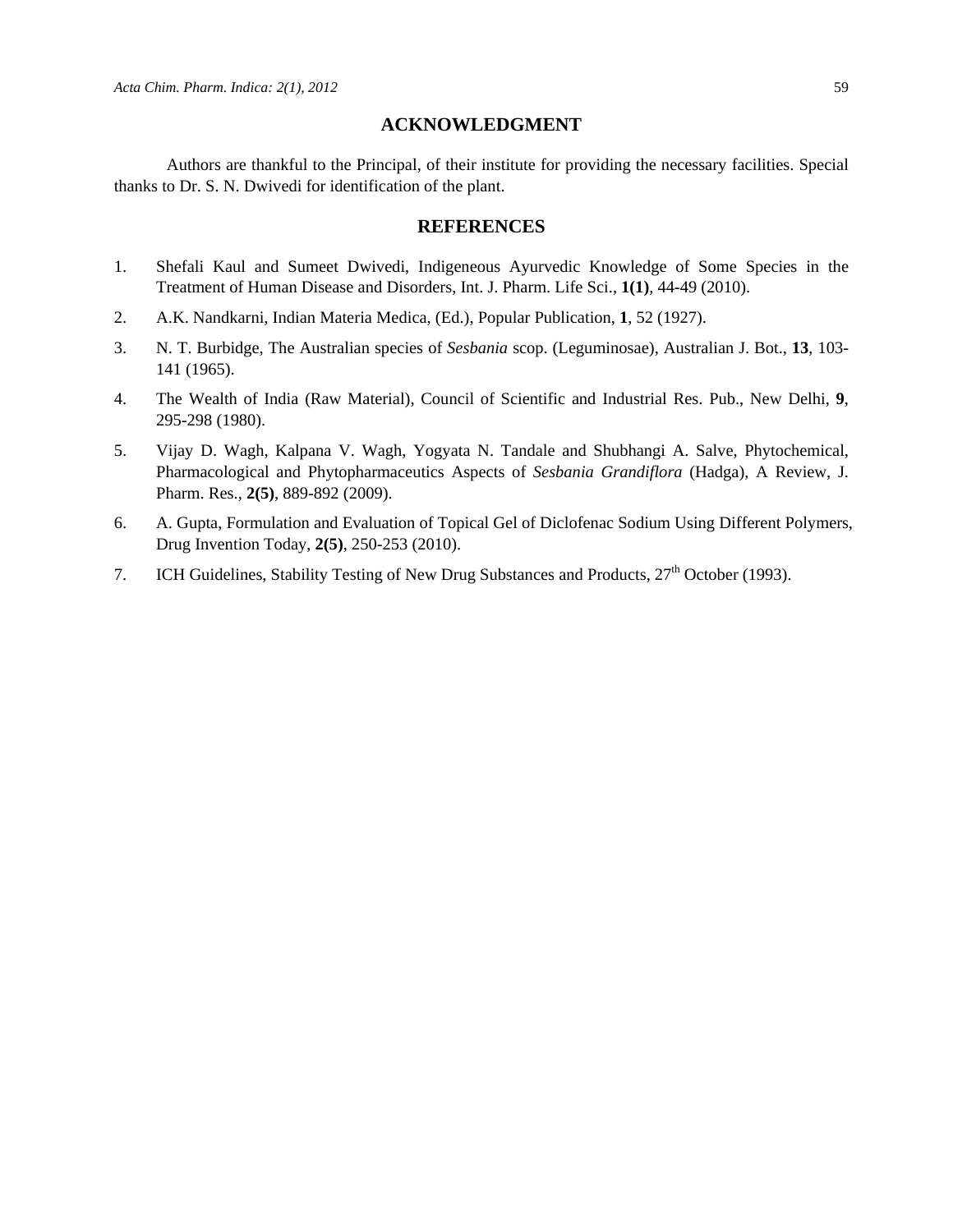## ACKNOWLEDGMENT

Authors are thankful to the Principal, of their institute for providing the necessary facilities. Special thanks to Dr. S. N. Dwivedi for identification of the plant.

## REFERENCES

1. Shefali Kaul and Sumeet Dwivedi, Indigeneous Ayurvedic Knowledge of Some Species in the Treatment of Human Disease and Disorders, Int. J. Pharm. Life Sci., **1(1)**, 44-49 (2010).
2. A.K. Nandkarni, Indian Materia Medica, (Ed.), Popular Publication, **1**, 52 (1927).
3. N. T. Burbidge, The Australian species of *Sesbania* scop. (Leguminosae), Australian J. Bot., **13**, 103-141 (1965).
4. The Wealth of India (Raw Material), Council of Scientific and Industrial Res. Pub., New Delhi, **9**, 295-298 (1980).
5. Vijay D. Wagh, Kalpana V. Wagh, Yogyata N. Tandale and Shubhangi A. Salve, Phytochemical, Pharmacological and Phytopharmaceutics Aspects of *Sesbania Grandiflora* (Hadga), A Review, J. Pharm. Res., **2(5)**, 889-892 (2009).
6. A. Gupta, Formulation and Evaluation of Topical Gel of Diclofenac Sodium Using Different Polymers, Drug Invention Today, **2(5)**, 250-253 (2010).
7. ICH Guidelines, Stability Testing of New Drug Substances and Products, 27$^{th}$ October (1993).